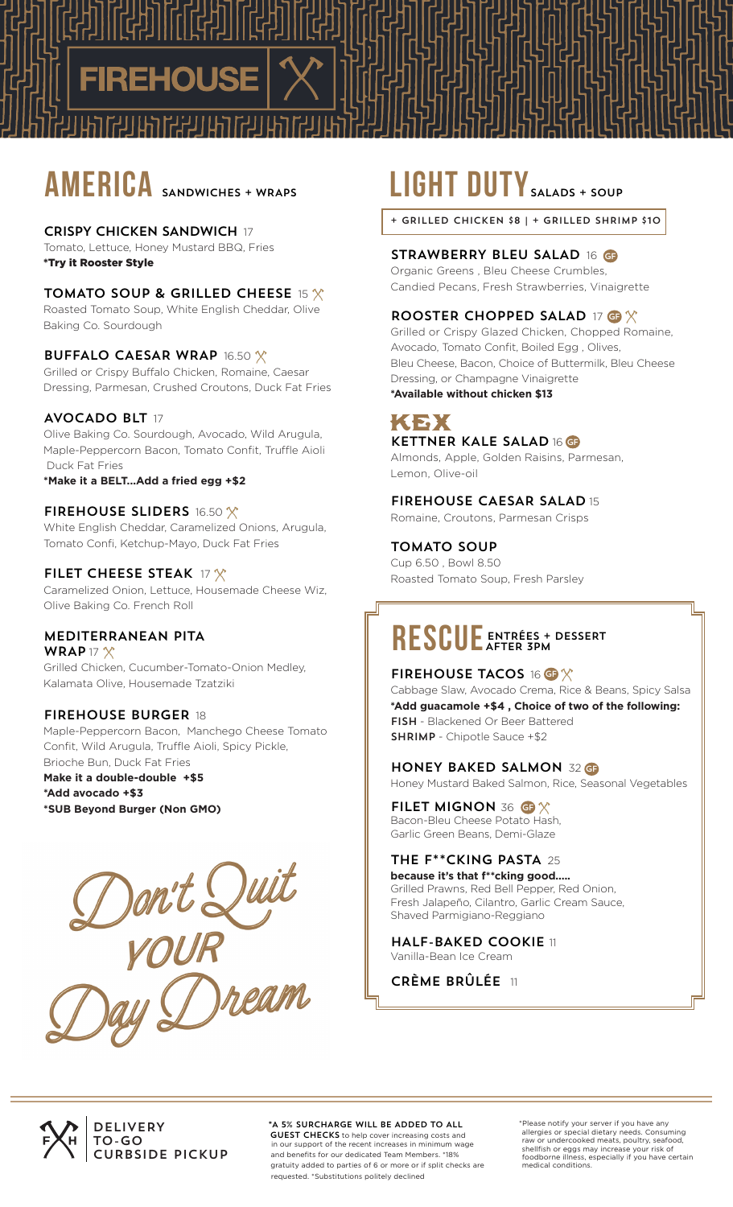# FIREHOUSE

## AMERICA SANDWICHES + WRAPS

### CRISPY CHICKEN SANDWICH 17
Tomato, Lettuce, Honey Mustard BBQ, Fries
**\*Try it Rooster Style**

### TOMATO SOUP & GRILLED CHEESE 15
Roasted Tomato Soup, White English Cheddar, Olive Baking Co. Sourdough

### BUFFALO CAESAR WRAP 16.50
Grilled or Crispy Buffalo Chicken, Romaine, Caesar Dressing, Parmesan, Crushed Croutons, Duck Fat Fries

### AVOCADO BLT 17
Olive Baking Co. Sourdough, Avocado, Wild Arugula, Maple-Peppercorn Bacon, Tomato Confit, Truffle Aioli Duck Fat Fries
**\*Make it a BELT...Add a fried egg +$2**

### FIREHOUSE SLIDERS 16.50
White English Cheddar, Caramelized Onions, Arugula, Tomato Confi, Ketchup-Mayo, Duck Fat Fries

### FILET CHEESE STEAK 17
Caramelized Onion, Lettuce, Housemade Cheese Wiz, Olive Baking Co. French Roll

### MEDITERRANEAN PITA WRAP 17
Grilled Chicken, Cucumber-Tomato-Onion Medley, Kalamata Olive, Housemade Tzatziki

### FIREHOUSE BURGER 18
Maple-Peppercorn Bacon, Manchego Cheese Tomato Confit, Wild Arugula, Truffle Aioli, Spicy Pickle, Brioche Bun, Duck Fat Fries
**Make it a double-double +$5**
**\*Add avocado +$3**
**\*SUB Beyond Burger (Non GMO)**

Don't Quit YOUR Day Dream

## LIGHT DUTY SALADS + SOUP

**+ GRILLED CHICKEN $8 | + GRILLED SHRIMP $10**

### STRAWBERRY BLEU SALAD 16 GF
Organic Greens , Bleu Cheese Crumbles, Candied Pecans, Fresh Strawberries, Vinaigrette

### ROOSTER CHOPPED SALAD 17 GF
Grilled or Crispy Glazed Chicken, Chopped Romaine, Avocado, Tomato Confit, Boiled Egg , Olives, Bleu Cheese, Bacon, Choice of Buttermilk, Bleu Cheese Dressing, or Champagne Vinaigrette
**\*Available without chicken $13**

KEX

### KETTNER KALE SALAD 16 GF
Almonds, Apple, Golden Raisins, Parmesan, Lemon, Olive-oil

### FIREHOUSE CAESAR SALAD 15
Romaine, Croutons, Parmesan Crisps

### TOMATO SOUP
Cup 6.50 , Bowl 8.50
Roasted Tomato Soup, Fresh Parsley

## RESCUE ENTRÉES + DESSERT AFTER 3PM

### FIREHOUSE TACOS 16 GF
Cabbage Slaw, Avocado Crema, Rice & Beans, Spicy Salsa
**\*Add guacamole +$4 , Choice of two of the following:**
FISH - Blackened Or Beer Battered
SHRIMP - Chipotle Sauce +$2

### HONEY BAKED SALMON 32 GF
Honey Mustard Baked Salmon, Rice, Seasonal Vegetables

### FILET MIGNON 36 GF
Bacon-Bleu Cheese Potato Hash, Garlic Green Beans, Demi-Glaze

### THE F**CKING PASTA 25
**because it's that f**cking good.....**
Grilled Prawns, Red Bell Pepper, Red Onion, Fresh Jalapeño, Cilantro, Garlic Cream Sauce, Shaved Parmigiano-Reggiano

### HALF-BAKED COOKIE 11
Vanilla-Bean Ice Cream

### CRÈME BRÛLÉE 11

DELIVERY
TO-GO
CURBSIDE PICKUP

**\*A 5% SURCHARGE WILL BE ADDED TO ALL GUEST CHECKS** to help cover increasing costs and in our support of the recent increases in minimum wage and benefits for our dedicated Team Members. \*18% gratuity added to parties of 6 or more or if split checks are requested. \*Substitutions politely declined

\*Please notify your server if you have any allergies or special dietary needs. Consuming raw or undercooked meats, poultry, seafood, shellfish or eggs may increase your risk of foodborne illness, especially if you have certain medical conditions.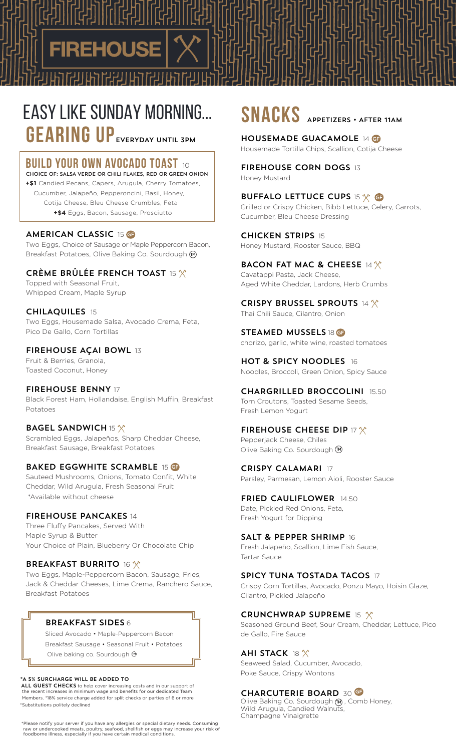# FIREHOUSE

## EASY LIKE SUNDAY MORNING...

## GEARING UP EVERYDAY UNTIL 3PM

### BUILD YOUR OWN AVOCADO TOAST 10

**CHOICE OF: SALSA VERDE OR CHILI FLAKES, RED OR GREEN ONION**

**+$1** Candied Pecans, Capers, Arugula, Cherry Tomatoes, Cucumber, Jalapeño, Pepperoncini, Basil, Honey, Cotija Cheese, Bleu Cheese Crumbles, Feta

**+$4** Eggs, Bacon, Sausage, Prosciutto

**AMERICAN CLASSIC** 15 GF
Two Eggs, Choice of Sausage or Maple Peppercorn Bacon, Breakfast Potatoes, Olive Baking Co. Sourdough (TM)

**CRÈME BRÛLÉE FRENCH TOAST** 15
Topped with Seasonal Fruit, Whipped Cream, Maple Syrup

**CHILAQUILES** 15
Two Eggs, Housemade Salsa, Avocado Crema, Feta, Pico De Gallo, Corn Tortillas

**FIREHOUSE AÇAI BOWL** 13
Fruit & Berries, Granola, Toasted Coconut, Honey

**FIREHOUSE BENNY** 17
Black Forest Ham, Hollandaise, English Muffin, Breakfast Potatoes

**BAGEL SANDWICH** 15
Scrambled Eggs, Jalapeños, Sharp Cheddar Cheese, Breakfast Sausage, Breakfast Potatoes

**BAKED EGGWHITE SCRAMBLE** 15 GF
Sauteed Mushrooms, Onions, Tomato Confit, White Cheddar, Wild Arugula, Fresh Seasonal Fruit
*Available without cheese

**FIREHOUSE PANCAKES** 14
Three Fluffy Pancakes, Served With Maple Syrup & Butter
Your Choice of Plain, Blueberry Or Chocolate Chip

**BREAKFAST BURRITO** 16
Two Eggs, Maple-Peppercorn Bacon, Sausage, Fries, Jack & Cheddar Cheeses, Lime Crema, Ranchero Sauce, Breakfast Potatoes

### BREAKFAST SIDES 6

Sliced Avocado • Maple-Peppercorn Bacon
Breakfast Sausage • Seasonal Fruit • Potatoes
Olive baking co. Sourdough (TM)

**\*A 5% SURCHARGE WILL BE ADDED TO ALL GUEST CHECKS** to help cover increasing costs and in our support of the recent increases in minimum wage and benefits for our dedicated Team Members. *18% service charge added for split checks or parties of 6 or more
*Substitutions politely declined

*Please notify your server if you have any allergies or special dietary needs. Consuming raw or undercooked meats, poultry, seafood, shellfish or eggs may increase your risk of foodborne illness, especially if you have certain medical conditions.

## SNACKS APPETIZERS • AFTER 11AM

**HOUSEMADE GUACAMOLE** 14 GF
Housemade Tortilla Chips, Scallion, Cotija Cheese

**FIREHOUSE CORN DOGS** 13
Honey Mustard

**BUFFALO LETTUCE CUPS** 15 GF
Grilled or Crispy Chicken, Bibb Lettuce, Celery, Carrots, Cucumber, Bleu Cheese Dressing

**CHICKEN STRIPS** 15
Honey Mustard, Rooster Sauce, BBQ

**BACON FAT MAC & CHEESE** 14
Cavatappi Pasta, Jack Cheese, Aged White Cheddar, Lardons, Herb Crumbs

**CRISPY BRUSSEL SPROUTS** 14
Thai Chili Sauce, Cilantro, Onion

**STEAMED MUSSELS** 18 GF
chorizo, garlic, white wine, roasted tomatoes

**HOT & SPICY NOODLES** 16
Noodles, Broccoli, Green Onion, Spicy Sauce

**CHARGRILLED BROCCOLINI** 15.50
Torn Croutons, Toasted Sesame Seeds, Fresh Lemon Yogurt

**FIREHOUSE CHEESE DIP** 17
Pepperjack Cheese, Chiles
Olive Baking Co. Sourdough (TM)

**CRISPY CALAMARI** 17
Parsley, Parmesan, Lemon Aioli, Rooster Sauce

**FRIED CAULIFLOWER** 14.50
Date, Pickled Red Onions, Feta, Fresh Yogurt for Dipping

**SALT & PEPPER SHRIMP** 16
Fresh Jalapeño, Scallion, Lime Fish Sauce, Tartar Sauce

**SPICY TUNA TOSTADA TACOS** 17
Crispy Corn Tortillas, Avocado, Ponzu Mayo, Hoisin Glaze, Cilantro, Pickled Jalapeño

**CRUNCHWRAP SUPREME** 15
Seasoned Ground Beef, Sour Cream, Cheddar, Lettuce, Pico de Gallo, Fire Sauce

**AHI STACK** 18
Seaweed Salad, Cucumber, Avocado, Poke Sauce, Crispy Wontons

**CHARCUTERIE BOARD** 30 GF
Olive Baking Co. Sourdough (TM), Comb Honey, Wild Arugula, Candied Walnuts, Champagne Vinaigrette